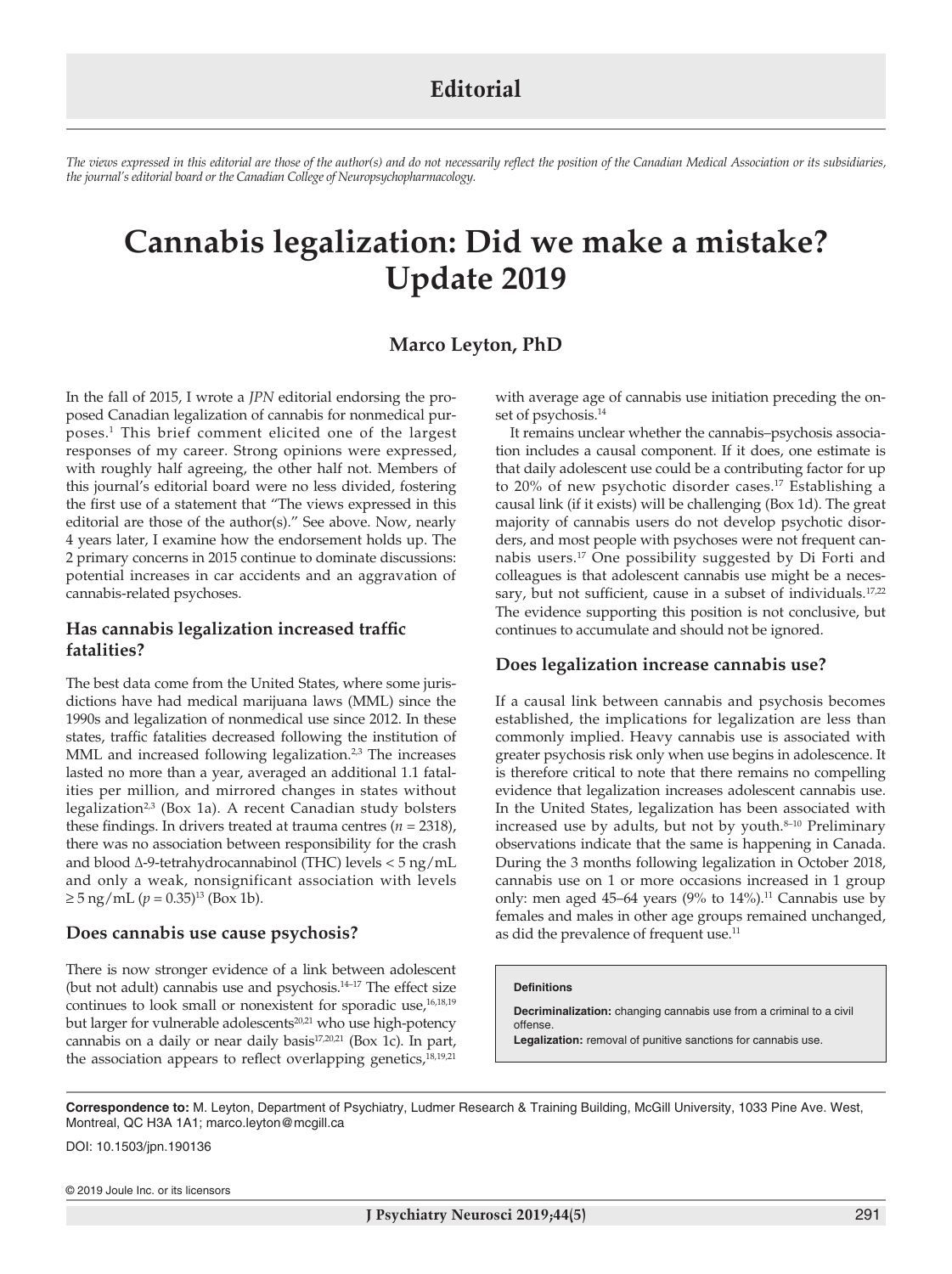Editorial

*The views expressed in this editorial are those of the author(s) and do not necessarily reflect the position of the Canadian Medical Association or its subsidiaries, the journal's editorial board or the Canadian College of Neuropsychopharmacology.*

# Cannabis legalization: Did we make a mistake? Update 2019

**Marco Leyton, PhD**

In the fall of 2015, I wrote a *JPN* editorial endorsing the proposed Canadian legalization of cannabis for nonmedical purposes.[1] This brief comment elicited one of the largest responses of my career. Strong opinions were expressed, with roughly half agreeing, the other half not. Members of this journal's editorial board were no less divided, fostering the first use of a statement that "The views expressed in this editorial are those of the author(s)." See above. Now, nearly 4 years later, I examine how the endorsement holds up. The 2 primary concerns in 2015 continue to dominate discussions: potential increases in car accidents and an aggravation of cannabis-related psychoses.

## Has cannabis legalization increased traffic fatalities?

The best data come from the United States, where some jurisdictions have had medical marijuana laws (MML) since the 1990s and legalization of nonmedical use since 2012. In these states, traffic fatalities decreased following the institution of MML and increased following legalization.[2,3] The increases lasted no more than a year, averaged an additional 1.1 fatalities per million, and mirrored changes in states without legalization[2,3] (Box 1a). A recent Canadian study bolsters these findings. In drivers treated at trauma centres ($n = 2318$), there was no association between responsibility for the crash and blood Δ-9-tetrahydrocannabinol (THC) levels < 5 ng/mL and only a weak, nonsignificant association with levels ≥ 5 ng/mL ($p = 0.35$)[13] (Box 1b).

## Does cannabis use cause psychosis?

There is now stronger evidence of a link between adolescent (but not adult) cannabis use and psychosis.[14–17] The effect size continues to look small or nonexistent for sporadic use,[16,18,19] but larger for vulnerable adolescents[20,21] who use high-potency cannabis on a daily or near daily basis[17,20,21] (Box 1c). In part, the association appears to reflect overlapping genetics,[18,19,21] with average age of cannabis use initiation preceding the onset of psychosis.[14]

It remains unclear whether the cannabis–psychosis association includes a causal component. If it does, one estimate is that daily adolescent use could be a contributing factor for up to 20% of new psychotic disorder cases.[17] Establishing a causal link (if it exists) will be challenging (Box 1d). The great majority of cannabis users do not develop psychotic disorders, and most people with psychoses were not frequent cannabis users.[17] One possibility suggested by Di Forti and colleagues is that adolescent cannabis use might be a necessary, but not sufficient, cause in a subset of individuals.[17,22] The evidence supporting this position is not conclusive, but continues to accumulate and should not be ignored.

## Does legalization increase cannabis use?

If a causal link between cannabis and psychosis becomes established, the implications for legalization are less than commonly implied. Heavy cannabis use is associated with greater psychosis risk only when use begins in adolescence. It is therefore critical to note that there remains no compelling evidence that legalization increases adolescent cannabis use. In the United States, legalization has been associated with increased use by adults, but not by youth.[8–10] Preliminary observations indicate that the same is happening in Canada. During the 3 months following legalization in October 2018, cannabis use on 1 or more occasions increased in 1 group only: men aged 45–64 years (9% to 14%).[11] Cannabis use by females and males in other age groups remained unchanged, as did the prevalence of frequent use.[11]

> **Definitions**
>
> **Decriminalization:** changing cannabis use from a criminal to a civil offense.
>
> **Legalization:** removal of punitive sanctions for cannabis use.

**Correspondence to:** M. Leyton, Department of Psychiatry, Ludmer Research & Training Building, McGill University, 1033 Pine Ave. West, Montreal, QC H3A 1A1; marco.leyton@mcgill.ca

DOI: 10.1503/jpn.190136

© 2019 Joule Inc. or its licensors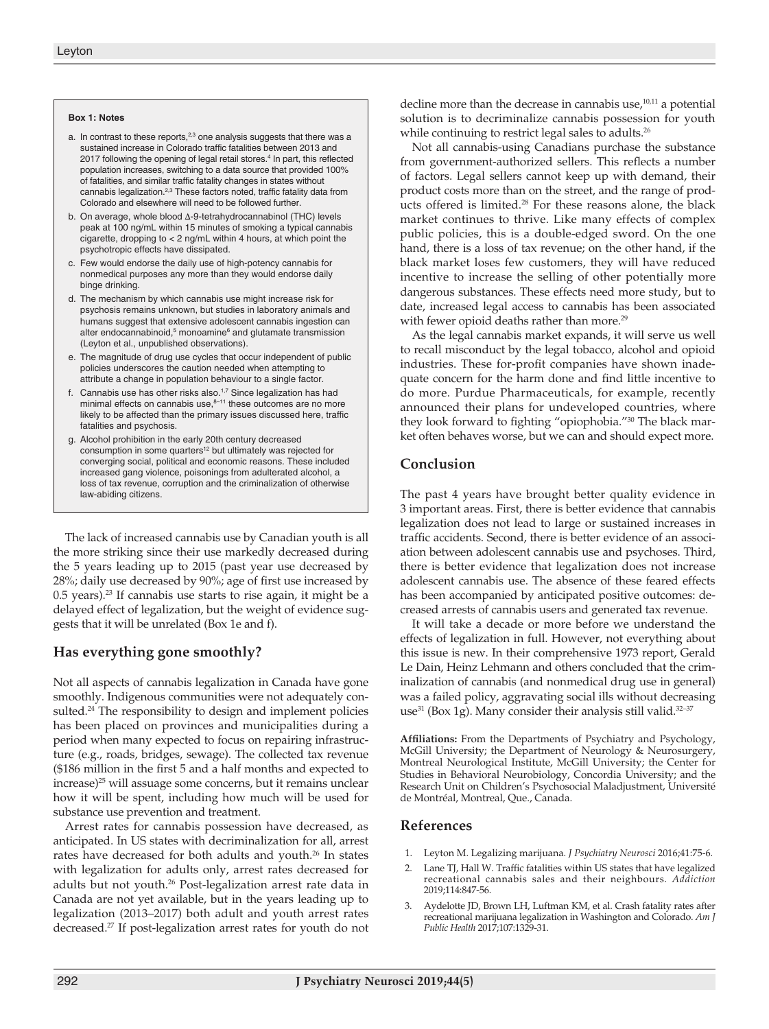**Box 1: Notes**

a. In contrast to these reports,[2,3] one analysis suggests that there was a sustained increase in Colorado traffic fatalities between 2013 and 2017 following the opening of legal retail stores.[4] In part, this reflected population increases, switching to a data source that provided 100% of fatalities, and similar traffic fatality changes in states without cannabis legalization.[2,3] These factors noted, traffic fatality data from Colorado and elsewhere will need to be followed further.

b. On average, whole blood Δ-9-tetrahydrocannabinol (THC) levels peak at 100 ng/mL within 15 minutes of smoking a typical cannabis cigarette, dropping to < 2 ng/mL within 4 hours, at which point the psychotropic effects have dissipated.

c. Few would endorse the daily use of high-potency cannabis for nonmedical purposes any more than they would endorse daily binge drinking.

d. The mechanism by which cannabis use might increase risk for psychosis remains unknown, but studies in laboratory animals and humans suggest that extensive adolescent cannabis ingestion can alter endocannabinoid,[5] monoamine[6] and glutamate transmission (Leyton et al., unpublished observations).

e. The magnitude of drug use cycles that occur independent of public policies underscores the caution needed when attempting to attribute a change in population behaviour to a single factor.

f. Cannabis use has other risks also.[1,7] Since legalization has had minimal effects on cannabis use,[8–11] these outcomes are no more likely to be affected than the primary issues discussed here, traffic fatalities and psychosis.

g. Alcohol prohibition in the early 20th century decreased consumption in some quarters[12] but ultimately was rejected for converging social, political and economic reasons. These included increased gang violence, poisonings from adulterated alcohol, a loss of tax revenue, corruption and the criminalization of otherwise law-abiding citizens.

The lack of increased cannabis use by Canadian youth is all the more striking since their use markedly decreased during the 5 years leading up to 2015 (past year use decreased by 28%; daily use decreased by 90%; age of first use increased by 0.5 years).[23] If cannabis use starts to rise again, it might be a delayed effect of legalization, but the weight of evidence suggests that it will be unrelated (Box 1e and f).

## Has everything gone smoothly?

Not all aspects of cannabis legalization in Canada have gone smoothly. Indigenous communities were not adequately consulted.[24] The responsibility to design and implement policies has been placed on provinces and municipalities during a period when many expected to focus on repairing infrastructure (e.g., roads, bridges, sewage). The collected tax revenue ($186 million in the first 5 and a half months and expected to increase)[25] will assuage some concerns, but it remains unclear how it will be spent, including how much will be used for substance use prevention and treatment.

Arrest rates for cannabis possession have decreased, as anticipated. In US states with decriminalization for all, arrest rates have decreased for both adults and youth.[26] In states with legalization for adults only, arrest rates decreased for adults but not youth.[26] Post-legalization arrest rate data in Canada are not yet available, but in the years leading up to legalization (2013–2017) both adult and youth arrest rates decreased.[27] If post-legalization arrest rates for youth do not decline more than the decrease in cannabis use,[10,11] a potential solution is to decriminalize cannabis possession for youth while continuing to restrict legal sales to adults.[26]

Not all cannabis-using Canadians purchase the substance from government-authorized sellers. This reflects a number of factors. Legal sellers cannot keep up with demand, their product costs more than on the street, and the range of products offered is limited.[28] For these reasons alone, the black market continues to thrive. Like many effects of complex public policies, this is a double-edged sword. On the one hand, there is a loss of tax revenue; on the other hand, if the black market loses few customers, they will have reduced incentive to increase the selling of other potentially more dangerous substances. These effects need more study, but to date, increased legal access to cannabis has been associated with fewer opioid deaths rather than more.[29]

As the legal cannabis market expands, it will serve us well to recall misconduct by the legal tobacco, alcohol and opioid industries. These for-profit companies have shown inadequate concern for the harm done and find little incentive to do more. Purdue Pharmaceuticals, for example, recently announced their plans for undeveloped countries, where they look forward to fighting "opiophobia."[30] The black market often behaves worse, but we can and should expect more.

## Conclusion

The past 4 years have brought better quality evidence in 3 important areas. First, there is better evidence that cannabis legalization does not lead to large or sustained increases in traffic accidents. Second, there is better evidence of an association between adolescent cannabis use and psychoses. Third, there is better evidence that legalization does not increase adolescent cannabis use. The absence of these feared effects has been accompanied by anticipated positive outcomes: decreased arrests of cannabis users and generated tax revenue.

It will take a decade or more before we understand the effects of legalization in full. However, not everything about this issue is new. In their comprehensive 1973 report, Gerald Le Dain, Heinz Lehmann and others concluded that the criminalization of cannabis (and nonmedical drug use in general) was a failed policy, aggravating social ills without decreasing use[31] (Box 1g). Many consider their analysis still valid.[32–37]

**Affiliations:** From the Departments of Psychiatry and Psychology, McGill University; the Department of Neurology & Neurosurgery, Montreal Neurological Institute, McGill University; the Center for Studies in Behavioral Neurobiology, Concordia University; and the Research Unit on Children's Psychosocial Maladjustment, Université de Montréal, Montreal, Que., Canada.

## References

1. Leyton M. Legalizing marijuana. *J Psychiatry Neurosci* 2016;41:75-6.
2. Lane TJ, Hall W. Traffic fatalities within US states that have legalized recreational cannabis sales and their neighbours. *Addiction* 2019;114:847-56.
3. Aydelotte JD, Brown LH, Luftman KM, et al. Crash fatality rates after recreational marijuana legalization in Washington and Colorado. *Am J Public Health* 2017;107:1329-31.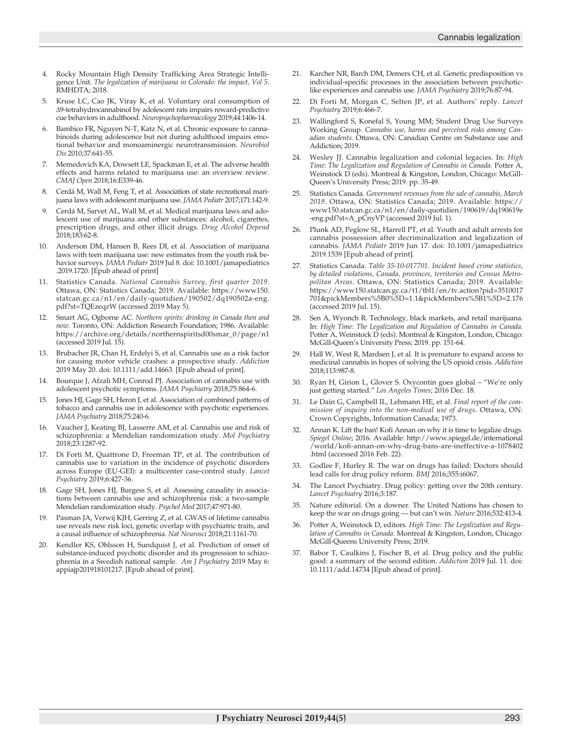4. Rocky Mountain High Density Trafficking Area Strategic Intelligence Unit. *The legalization of marijuana in Colorado: the impact, Vol 5*. RMHDTA; 2018.
5. Kruse LC, Cao JK, Viray K, et al. Voluntary oral consumption of Δ9-tetrahydrocannabinol by adolescent rats impairs reward-predictive cue behaviors in adulthood. *Neuropsychopharmacology* 2019;44:1406-14.
6. Bambico FR, Nguyen N-T, Katz N, et al. Chronic exposure to cannabinoids during adolescence but not during adulthood impairs emotional behavior and monoaminergic neurotransmission. *Neurobiol Dis* 2010;37:641-55.
7. Memedovich KA, Dowsett LE, Spackman E, et al. The adverse health effects and harms related to marijuana use: an overview review. *CMAJ Open* 2018;16:E339-46.
8. Cerdá M, Wall M, Feng T, et al. Association of state recreational marijuana laws with adolescent marijuana use. *JAMA Pediatr* 2017;171:142-9.
9. Cerdá M, Sarvet AL, Wall M, et al. Medical marijuana laws and adolescent use of marijuana and other substances: alcohol, cigarettes, prescription drugs, and other illicit drugs. *Drug Alcohol Depend* 2018;183:62-8.
10. Anderson DM, Hansen B, Rees DI, et al. Association of marijuana laws with teen marijuana use: new estimates from the youth risk behavior surveys. *JAMA Pediatr* 2019 Jul 8. doi: 10.1001/jamapediatrics.2019.1720. [Epub ahead of print]
11. Statistics Canada. *National Cannabis Survey, first quarter 2019*. Ottawa, ON: Statistics Canada; 2019. Available: https://www150.statcan.gc.ca/n1/en/daily-quotidien/190502/dq190502a-eng.pdf?st=TQEzeqzW (accessed 2019 May 5).
12. Smart AG, Ogborne AC. *Northern spirits: drinking in Canada then and now*. Toronto, ON: Addiction Research Foundation; 1986. Available: https://archive.org/details/northernspiritsd00smar_0/page/n1 (accessed 2019 Jul. 15).
13. Brubacher JR, Chan H, Erdelyi S, et al. Cannabis use as a risk factor for causing motor vehicle crashes: a prospective study. *Addiction* 2019 May 20. doi: 10.1111/add.14663. [Epub ahead of print].
14. Bourque J, Afzali MH, Conrod PJ. Association of cannabis use with adolescent psychotic symptoms. *JAMA Psychiatry* 2018;75:864-6.
15. Jones HJ, Gage SH, Heron J, et al. Association of combined patterns of tobacco and cannabis use in adolescence with psychotic experiences. *JAMA Psychiatry* 2018;75:240-6.
16. Vaucher J, Keating BJ, Lasserre AM, et al. Cannabis use and risk of schizophrenia: a Mendelian randomization study. *Mol Psychiatry* 2018;23:1287-92.
17. Di Forti M, Quattrone D, Freeman TP, et al. The contribution of cannabis use to variation in the incidence of psychotic disorders across Europe (EU-GEI): a multicenter case-control study. *Lancet Psychiatry* 2019;6:427-36.
18. Gage SH, Jones HJ, Burgess S, et al. Assessing causality in associations between cannabis use and schizophrenia risk: a two-sample Mendelian randomization study. *Psychol Med* 2017;47:971-80.
19. Pasman JA, Verwij KJH, Gerring Z, et al. GWAS of lifetime cannabis use reveals new risk loci, genetic overlap with psychiatric traits, and a causal influence of schizophrenia. *Nat Neurosci* 2018;21:1161-70.
20. Kendler KS, Ohlsson H, Sundquist J, et al. Prediction of onset of substance-induced psychotic disorder and its progression to schizophrenia in a Swedish national sample. *Am J Psychiatry* 2019 May 6: appiajp201918101217. [Epub ahead of print].
21. Karcher NR, Barch DM, Demers CH, et al. Genetic predisposition vs individual-specific processes in the association between psychotic-like experiences and cannabis use. *JAMA Psychiatry* 2019;76:87-94.
22. Di Forti M, Morgan C, Selten JP, et al. Authors' reply. *Lancet Psychiatry* 2019;6:466-7.
23. Wallingford S, Konefal S, Young MM; Student Drug Use Surveys Working Group. *Cannabis use, harms and perceived risks among Canadian students*. Ottawa, ON: Canadian Centre on Substance use and Addiction; 2019.
24. Wesley JJ. Cannabis legalization and colonial legacies. In: *High Time: The Legalization and Regulation of Cannabis in Canada*. Potter A, Weinstock D (eds). Montreal & Kingston, London, Chicago: McGill-Queen's University Press; 2019. pp. 35-49.
25. Statistics Canada. *Government revenues from the sale of cannabis, March 2019*. Ottawa, ON: Statistics Canada; 2019. Available: https://www150.statcan.gc.ca/n1/en/daily-quotidien/190619/dq190619e-eng.pdf?st=A_pCnyVP (accessed 2019 Jul. 1).
26. Plunk AD, Peglow SL, Harrell PT, et al. Youth and adult arrests for cannabis possession after decriminalization and legalization of cannabis. *JAMA Pediatr* 2019 Jun 17. doi: 10.1001/jamapediatrics.2019.1539 [Epub ahead of print].
27. Statistics Canada. *Table 35-10-017701. Incident based crime statistics, by detailed violations, Canada, provinces, territories and Census Metropolitan Areas*. Ottawa, ON: Statistics Canada; 2019. Available: https://www150.statcan.gc.ca/t1/tbl1/en/tv.action?pid=3510017701&pickMembers%5B0%5D=1.1&pickMembers%5B1%5D=2.176 (accessed 2019 Jul. 15).
28. Sen A, Wyonch R. Technology, black markets, and retail marijuana. In: *High Time: The Legalization and Regulation of Cannabis in Canada*. Potter A, Weinstock D (eds). Montreal & Kingston, London, Chicago: McGill-Queen's University Press; 2019. pp. 151-64.
29. Hall W, West R, Mardsen J, et al. It is premature to expand access to medicinal cannabis in hopes of solving the US opioid crisis. *Addiction* 2018;113:987-8.
30. Ryan H, Girion L, Glover S. Oxycontin goes global – "We're only just getting started." *Los Angeles Times*; 2016 Dec. 18.
31. Le Dain G, Campbell IL, Lehmann HE, et al. *Final report of the commission of inquiry into the non-medical use of drugs*. Ottawa, ON: Crown Copyrights, Information Canada; 1973.
32. Annan K. Lift the ban! Kofi Annan on why it is time to legalize drugs. *Spiegel Online*; 2016. Available: http://www.spiegel.de/international/world/kofi-annan-on-why-drug-bans-are-ineffective-a-1078402.html (accessed 2016 Feb. 22).
33. Godlee F, Hurley R. The war on drugs has failed: Doctors should lead calls for drug policy reform. *BMJ* 2016;355:i6067.
34. The Lancet Psychiatry. Drug policy: getting over the 20th century. *Lancet Psychiatry* 2016;3:187.
35. Nature editorial. On a downer. The United Nations has chosen to keep the war on drugs going — but can't win. *Nature* 2016;532:413-4.
36. Potter A, Weinstock D, editors. *High Time: The Legalization and Regulation of Cannabis in Canada*. Montreal & Kingston, London, Chicago: McGill-Queens University Press; 2019.
37. Babor T, Caulkins J, Fischer B, et al. Drug policy and the public good: a summary of the second edition. *Addiction* 2019 Jul. 11. doi: 10.1111/add.14734 [Epub ahead of print].